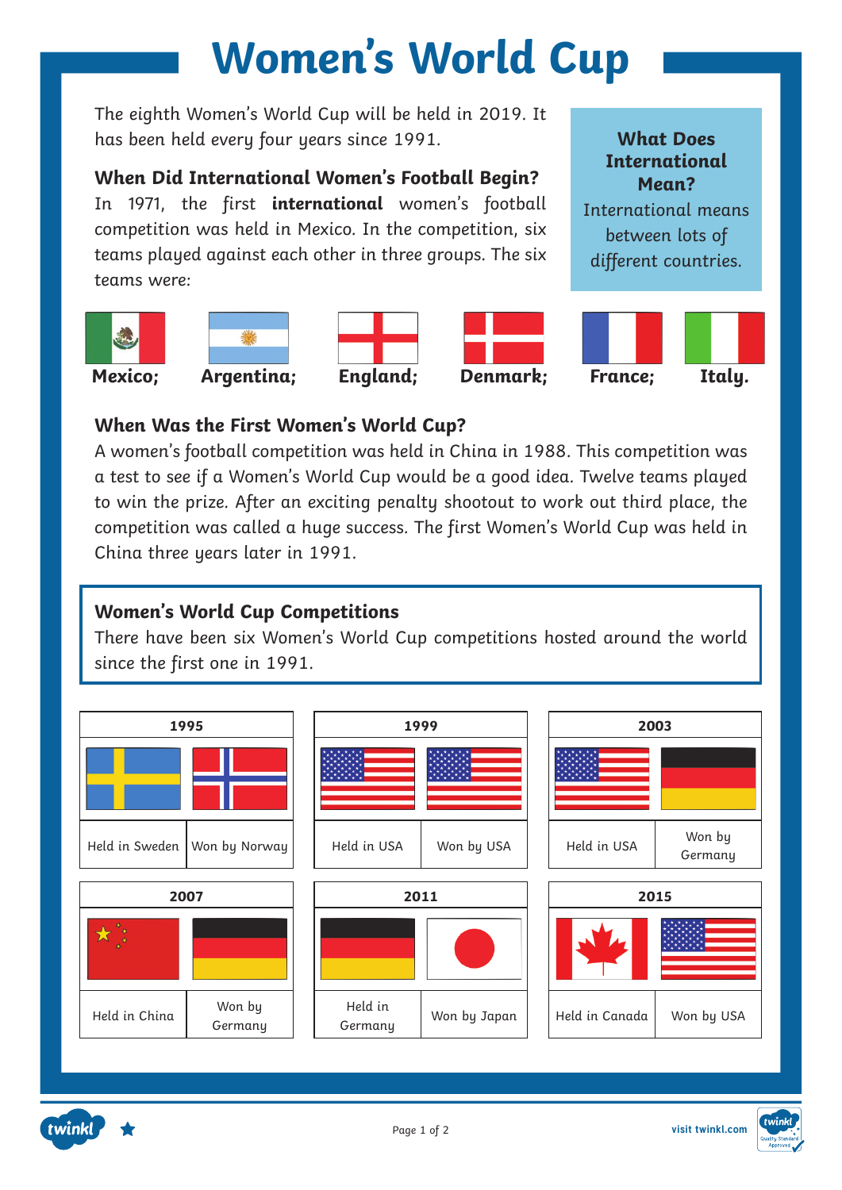# Women's World Cup

The eighth Women's World Cup will be held in 2019. It has been held every four years since 1991.

### When Did International Women's Football Begin?

In 1971, the first **international** women's football competition was held in Mexico. In the competition, six teams played against each other in three groups. The six teams were:

**What Does International Mean?**

International means between lots of different countries.

**Mexico; Argentina; England; Denmark; France; Italy.**

### When Was the First Women's World Cup?

A women's football competition was held in China in 1988. This competition was a test to see if a Women's World Cup would be a good idea. Twelve teams played to win the prize. After an exciting penalty shootout to work out third place, the competition was called a huge success. The first Women's World Cup was held in China three years later in 1991.

### Women's World Cup Competitions

There have been six Women's World Cup competitions hosted around the world since the first one in 1991.

| Year | Held in | Won by |
|---|---|---|
| 1995 | Held in Sweden | Won by Norway |
| 1999 | Held in USA | Won by USA |
| 2003 | Held in USA | Won by Germany |
| 2007 | Held in China | Won by Germany |
| 2011 | Held in Germany | Won by Japan |
| 2015 | Held in Canada | Won by USA |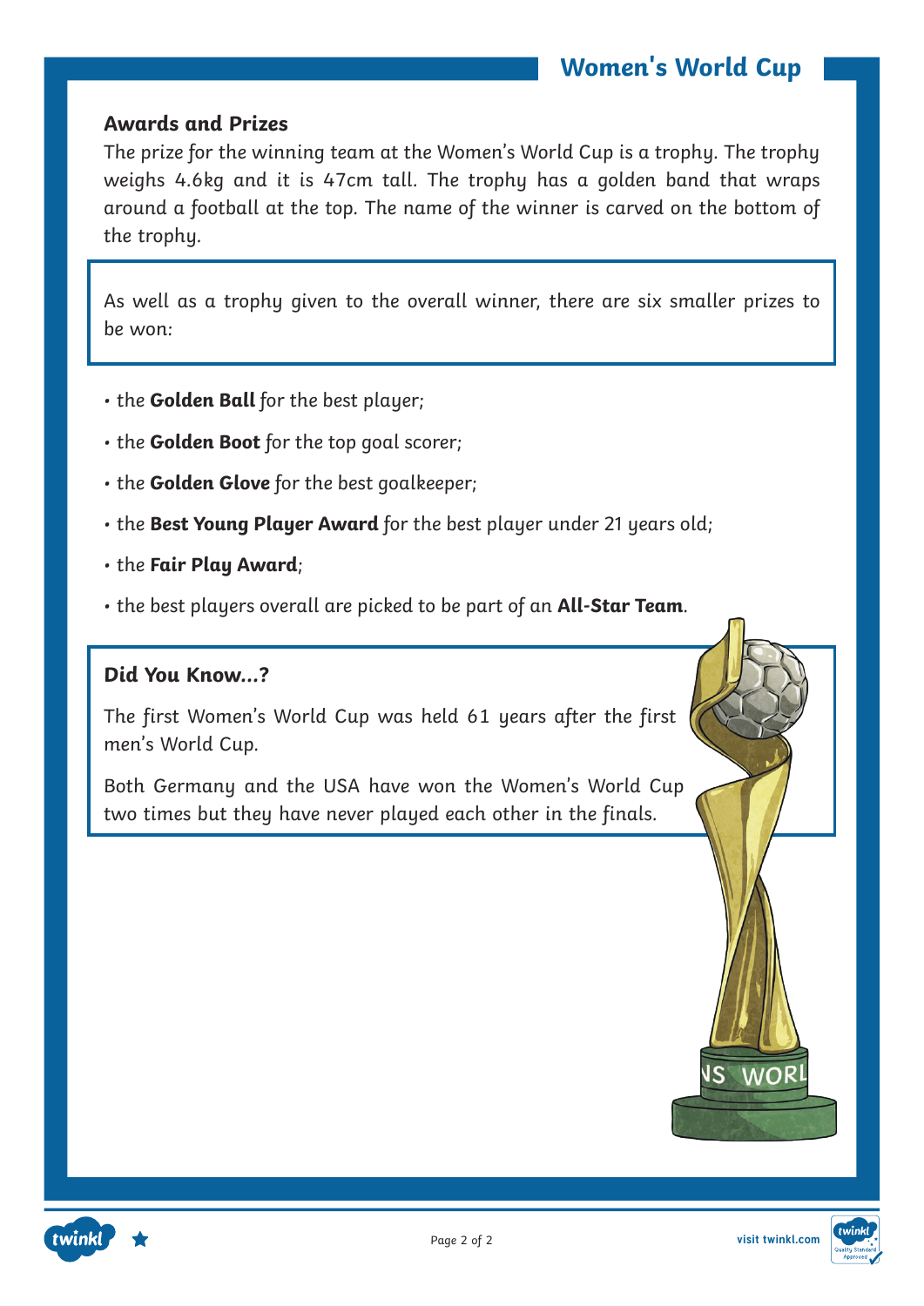## Awards and Prizes

The prize for the winning team at the Women's World Cup is a trophy. The trophy weighs 4.6kg and it is 47cm tall. The trophy has a golden band that wraps around a football at the top. The name of the winner is carved on the bottom of the trophy.

As well as a trophy given to the overall winner, there are six smaller prizes to be won:

- the **Golden Ball** for the best player;
- the **Golden Boot** for the top goal scorer;
- the **Golden Glove** for the best goalkeeper;
- the **Best Young Player Award** for the best player under 21 years old;
- the **Fair Play Award**;
- the best players overall are picked to be part of an **All-Star Team**.

### Did You Know...?

The first Women's World Cup was held 61 years after the first men's World Cup.

Both Germany and the USA have won the Women's World Cup two times but they have never played each other in the finals.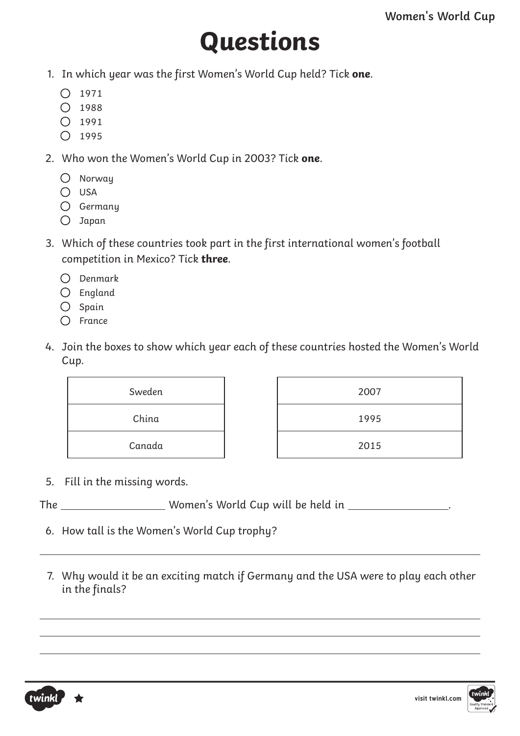# Questions

1. In which year was the first Women's World Cup held? Tick **one**.
   - ○ 1971
   - ○ 1988
   - ○ 1991
   - ○ 1995

2. Who won the Women's World Cup in 2003? Tick **one**.
   - ○ Norway
   - ○ USA
   - ○ Germany
   - ○ Japan

3. Which of these countries took part in the first international women's football competition in Mexico? Tick **three**.
   - ○ Denmark
   - ○ England
   - ○ Spain
   - ○ France

4. Join the boxes to show which year each of these countries hosted the Women's World Cup.

| Country | Year |
|---|---|
| Sweden | 2007 |
| China | 1995 |
| Canada | 2015 |

5. Fill in the missing words.

The __________________ Women's World Cup will be held in _________________.

6. How tall is the Women's World Cup trophy?

_______________________________________________

7. Why would it be an exciting match if Germany and the USA were to play each other in the finals?

_______________________________________________

_______________________________________________

_______________________________________________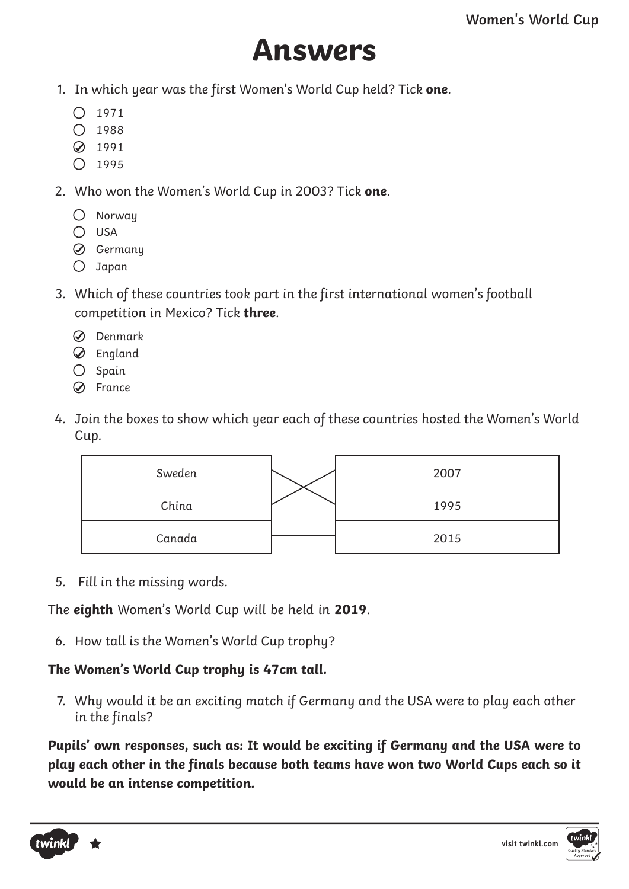# Answers

1. In which year was the first Women's World Cup held? Tick **one**.
   - ○ 1971
   - ○ 1988
   - ✓ 1991
   - ○ 1995

2. Who won the Women's World Cup in 2003? Tick **one**.
   - ○ Norway
   - ○ USA
   - ✓ Germany
   - ○ Japan

3. Which of these countries took part in the first international women's football competition in Mexico? Tick **three**.
   - ✓ Denmark
   - ✓ England
   - ○ Spain
   - ✓ France

4. Join the boxes to show which year each of these countries hosted the Women's World Cup.

| Country | Year |
|---|---|
| Sweden | 1995 |
| China | 2007 |
| Canada | 2015 |

5. Fill in the missing words.

The **eighth** Women's World Cup will be held in **2019**.

6. How tall is the Women's World Cup trophy?

**The Women's World Cup trophy is 47cm tall.**

7. Why would it be an exciting match if Germany and the USA were to play each other in the finals?

**Pupils' own responses, such as: It would be exciting if Germany and the USA were to play each other in the finals because both teams have won two World Cups each so it would be an intense competition.**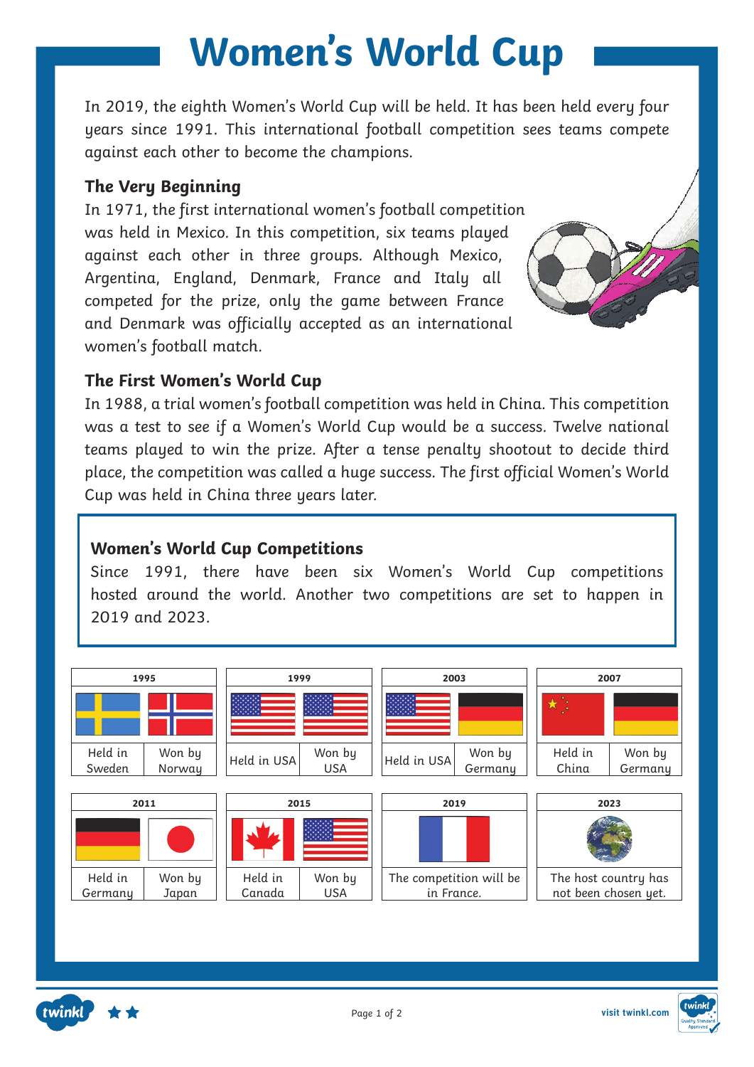# Women's World Cup

In 2019, the eighth Women's World Cup will be held. It has been held every four years since 1991. This international football competition sees teams compete against each other to become the champions.

### The Very Beginning

In 1971, the first international women's football competition was held in Mexico. In this competition, six teams played against each other in three groups. Although Mexico, Argentina, England, Denmark, France and Italy all competed for the prize, only the game between France and Denmark was officially accepted as an international women's football match.

### The First Women's World Cup

In 1988, a trial women's football competition was held in China. This competition was a test to see if a Women's World Cup would be a success. Twelve national teams played to win the prize. After a tense penalty shootout to decide third place, the competition was called a huge success. The first official Women's World Cup was held in China three years later.

### Women's World Cup Competitions

Since 1991, there have been six Women's World Cup competitions hosted around the world. Another two competitions are set to happen in 2019 and 2023.

| Year | Held in | Won by |
| --- | --- | --- |
| 1995 | Held in Sweden | Won by Norway |
| 1999 | Held in USA | Won by USA |
| 2003 | Held in USA | Won by Germany |
| 2007 | Held in China | Won by Germany |
| 2011 | Held in Germany | Won by Japan |
| 2015 | Held in Canada | Won by USA |
| 2019 | The competition will be in France. | |
| 2023 | The host country has not been chosen yet. | |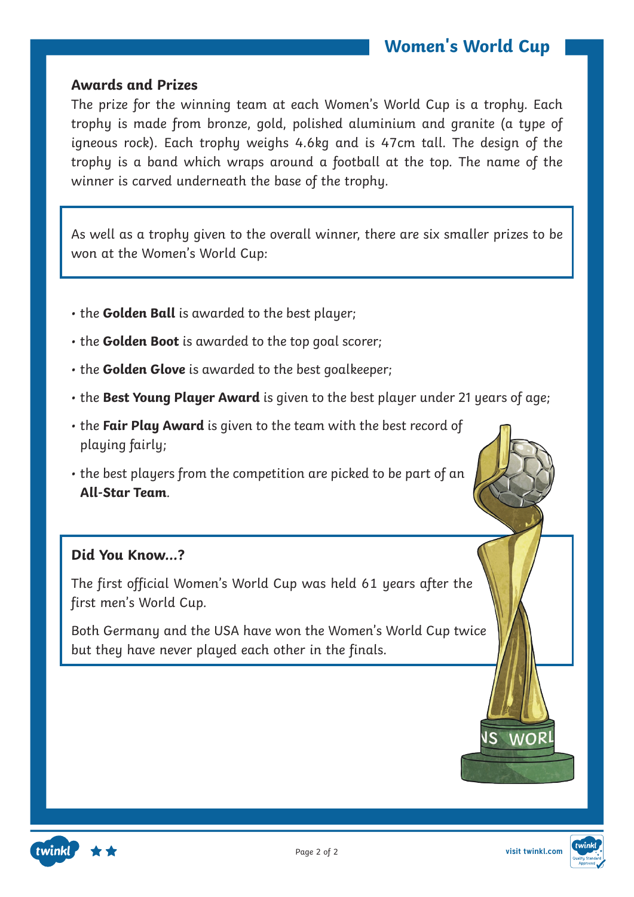## Awards and Prizes

The prize for the winning team at each Women's World Cup is a trophy. Each trophy is made from bronze, gold, polished aluminium and granite (a type of igneous rock). Each trophy weighs 4.6kg and is 47cm tall. The design of the trophy is a band which wraps around a football at the top. The name of the winner is carved underneath the base of the trophy.

As well as a trophy given to the overall winner, there are six smaller prizes to be won at the Women's World Cup:

- the **Golden Ball** is awarded to the best player;
- the **Golden Boot** is awarded to the top goal scorer;
- the **Golden Glove** is awarded to the best goalkeeper;
- the **Best Young Player Award** is given to the best player under 21 years of age;
- the **Fair Play Award** is given to the team with the best record of playing fairly;
- the best players from the competition are picked to be part of an **All-Star Team**.

### Did You Know...?

The first official Women's World Cup was held 61 years after the first men's World Cup.

Both Germany and the USA have won the Women's World Cup twice but they have never played each other in the finals.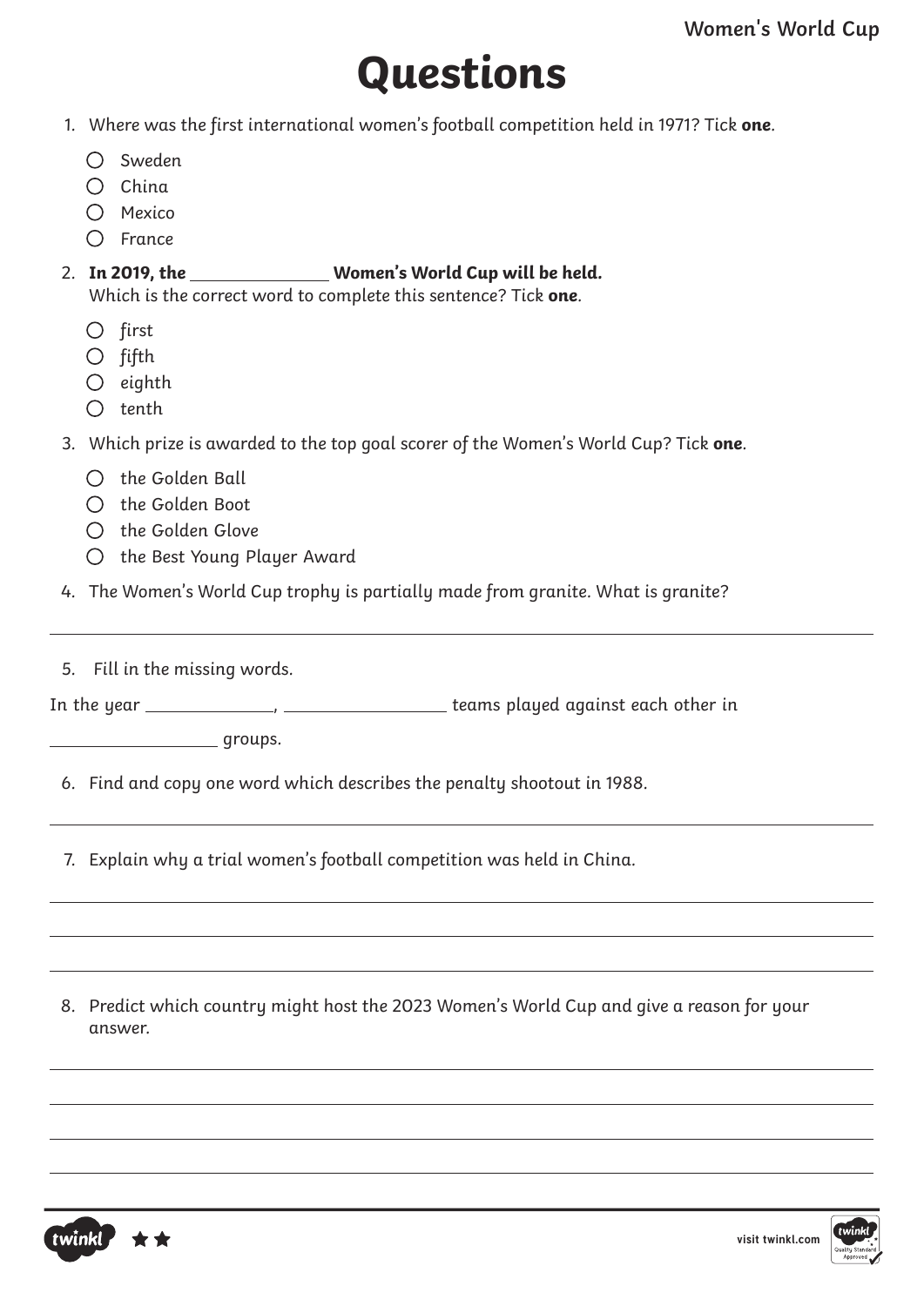# Questions

1. Where was the first international women's football competition held in 1971? Tick **one**.

   - ○ Sweden
   - ○ China
   - ○ Mexico
   - ○ France

2. **In 2019, the _______________ Women's World Cup will be held.**
   Which is the correct word to complete this sentence? Tick **one**.

   - ○ first
   - ○ fifth
   - ○ eighth
   - ○ tenth

3. Which prize is awarded to the top goal scorer of the Women's World Cup? Tick **one**.

   - ○ the Golden Ball
   - ○ the Golden Boot
   - ○ the Golden Glove
   - ○ the Best Young Player Award

4. The Women's World Cup trophy is partially made from granite. What is granite?

_______________________________________________

5. Fill in the missing words.

In the year _____________, ________________ teams played against each other in ________________ groups.

6. Find and copy one word which describes the penalty shootout in 1988.

_______________________________________________

7. Explain why a trial women's football competition was held in China.

_______________________________________________

_______________________________________________

_______________________________________________

8. Predict which country might host the 2023 Women's World Cup and give a reason for your answer.

_______________________________________________

_______________________________________________

_______________________________________________

_______________________________________________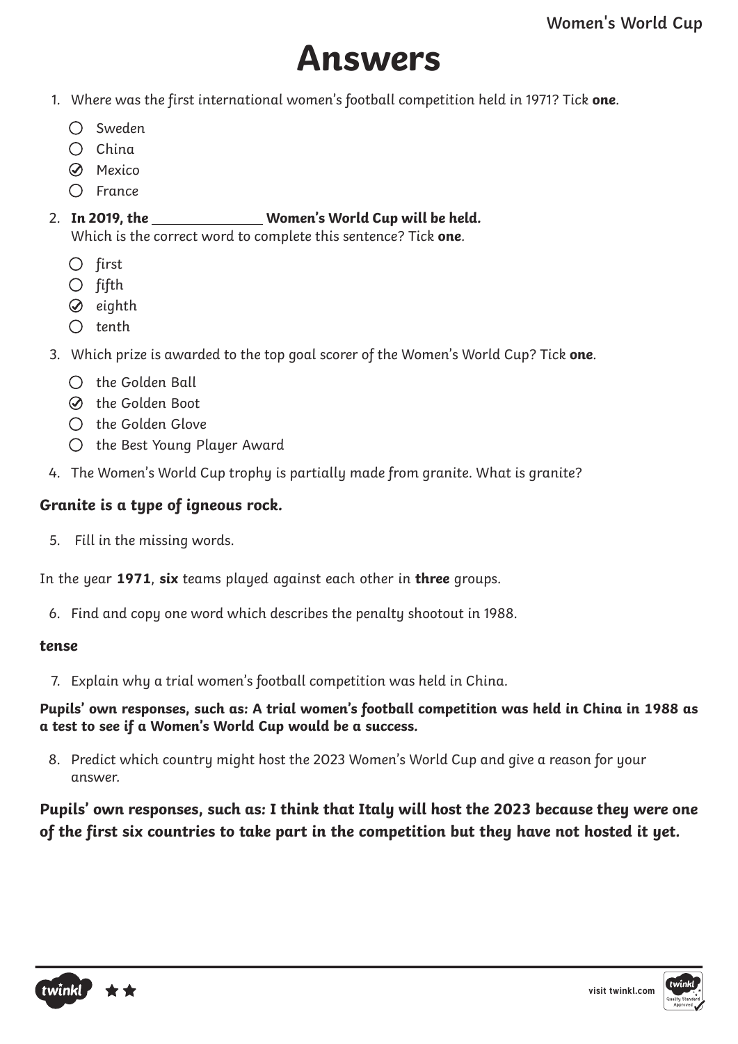# Answers

1. Where was the first international women's football competition held in 1971? Tick **one**.

   - ○ Sweden
   - ○ China
   - ✓ Mexico
   - ○ France

2. **In 2019, the ______________ Women's World Cup will be held.**
   Which is the correct word to complete this sentence? Tick **one**.

   - ○ first
   - ○ fifth
   - ✓ eighth
   - ○ tenth

3. Which prize is awarded to the top goal scorer of the Women's World Cup? Tick **one**.

   - ○ the Golden Ball
   - ✓ the Golden Boot
   - ○ the Golden Glove
   - ○ the Best Young Player Award

4. The Women's World Cup trophy is partially made from granite. What is granite?

***Granite is a type of igneous rock.***

5. Fill in the missing words.

In the year **1971**, **six** teams played against each other in **three** groups.

6. Find and copy one word which describes the penalty shootout in 1988.

**tense**

7. Explain why a trial women's football competition was held in China.

**Pupils' own responses, such as: A trial women's football competition was held in China in 1988 as a test to see if a Women's World Cup would be a success.**

8. Predict which country might host the 2023 Women's World Cup and give a reason for your answer.

**Pupils' own responses, such as: I think that Italy will host the 2023 because they were one of the first six countries to take part in the competition but they have not hosted it yet.**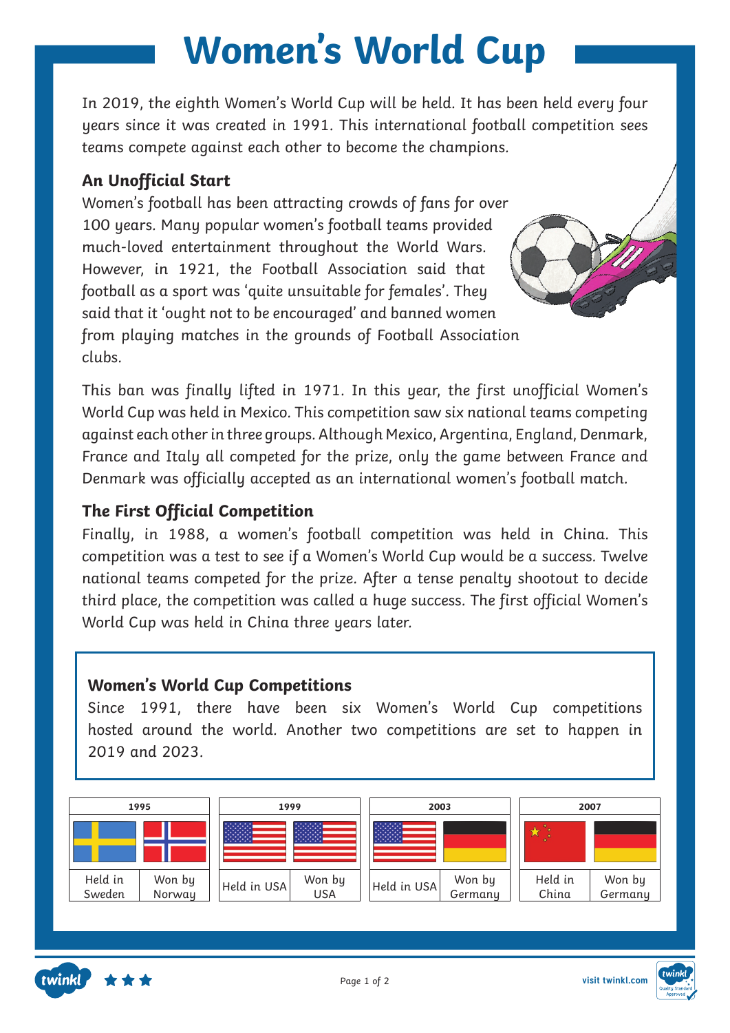# Women's World Cup

In 2019, the eighth Women's World Cup will be held. It has been held every four years since it was created in 1991. This international football competition sees teams compete against each other to become the champions.

### An Unofficial Start

Women's football has been attracting crowds of fans for over 100 years. Many popular women's football teams provided much-loved entertainment throughout the World Wars. However, in 1921, the Football Association said that football as a sport was 'quite unsuitable for females'. They said that it 'ought not to be encouraged' and banned women from playing matches in the grounds of Football Association clubs.

This ban was finally lifted in 1971. In this year, the first unofficial Women's World Cup was held in Mexico. This competition saw six national teams competing against each other in three groups. Although Mexico, Argentina, England, Denmark, France and Italy all competed for the prize, only the game between France and Denmark was officially accepted as an international women's football match.

### The First Official Competition

Finally, in 1988, a women's football competition was held in China. This competition was a test to see if a Women's World Cup would be a success. Twelve national teams competed for the prize. After a tense penalty shootout to decide third place, the competition was called a huge success. The first official Women's World Cup was held in China three years later.

### Women's World Cup Competitions

Since 1991, there have been six Women's World Cup competitions hosted around the world. Another two competitions are set to happen in 2019 and 2023.

| Year | Held in | Won by |
|---|---|---|
| 1995 | Sweden | Norway |
| 1999 | USA | USA |
| 2003 | USA | Germany |
| 2007 | China | Germany |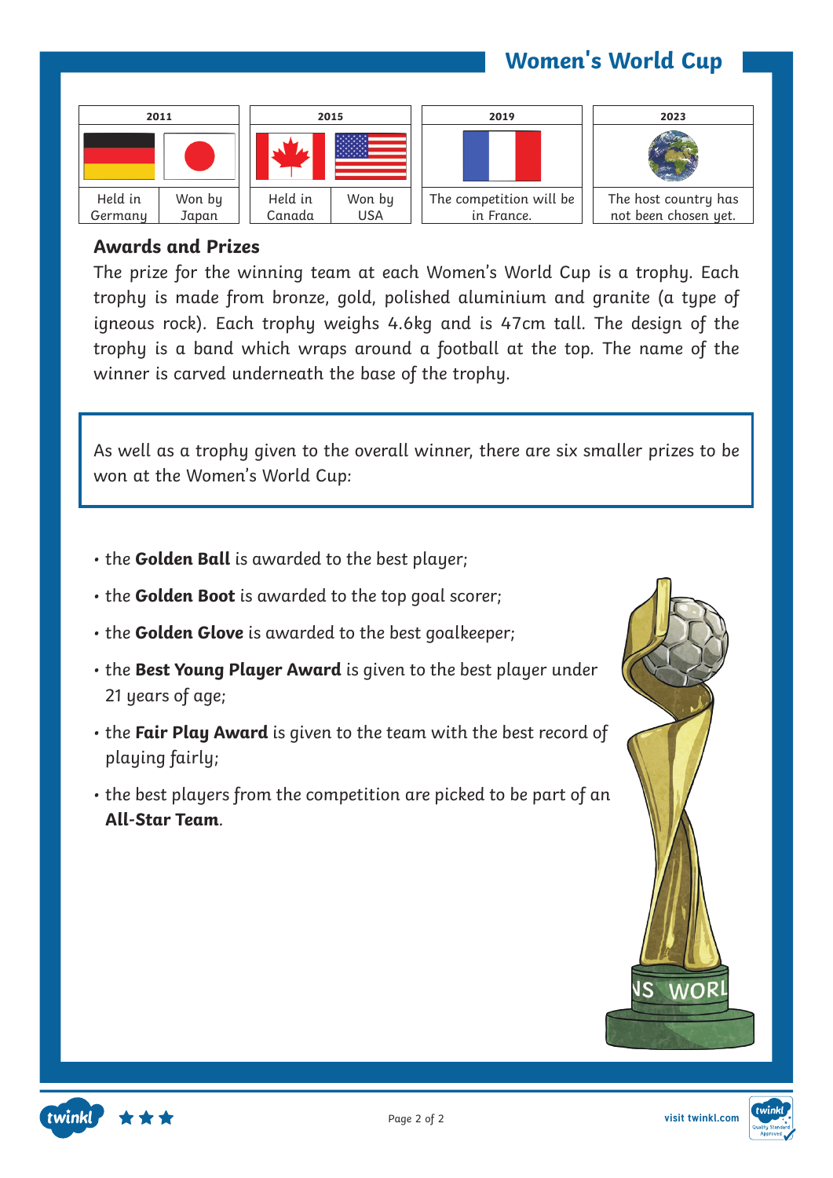# Women's World Cup

| 2011 | | 2015 | | 2019 | 2023 |
|---|---|---|---|---|---|
| Held in Germany | Won by Japan | Held in Canada | Won by USA | The competition will be in France. | The host country has not been chosen yet. |

## Awards and Prizes

The prize for the winning team at each Women's World Cup is a trophy. Each trophy is made from bronze, gold, polished aluminium and granite (a type of igneous rock). Each trophy weighs 4.6kg and is 47cm tall. The design of the trophy is a band which wraps around a football at the top. The name of the winner is carved underneath the base of the trophy.

As well as a trophy given to the overall winner, there are six smaller prizes to be won at the Women's World Cup:

- the **Golden Ball** is awarded to the best player;
- the **Golden Boot** is awarded to the top goal scorer;
- the **Golden Glove** is awarded to the best goalkeeper;
- the **Best Young Player Award** is given to the best player under 21 years of age;
- the **Fair Play Award** is given to the team with the best record of playing fairly;
- the best players from the competition are picked to be part of an **All-Star Team**.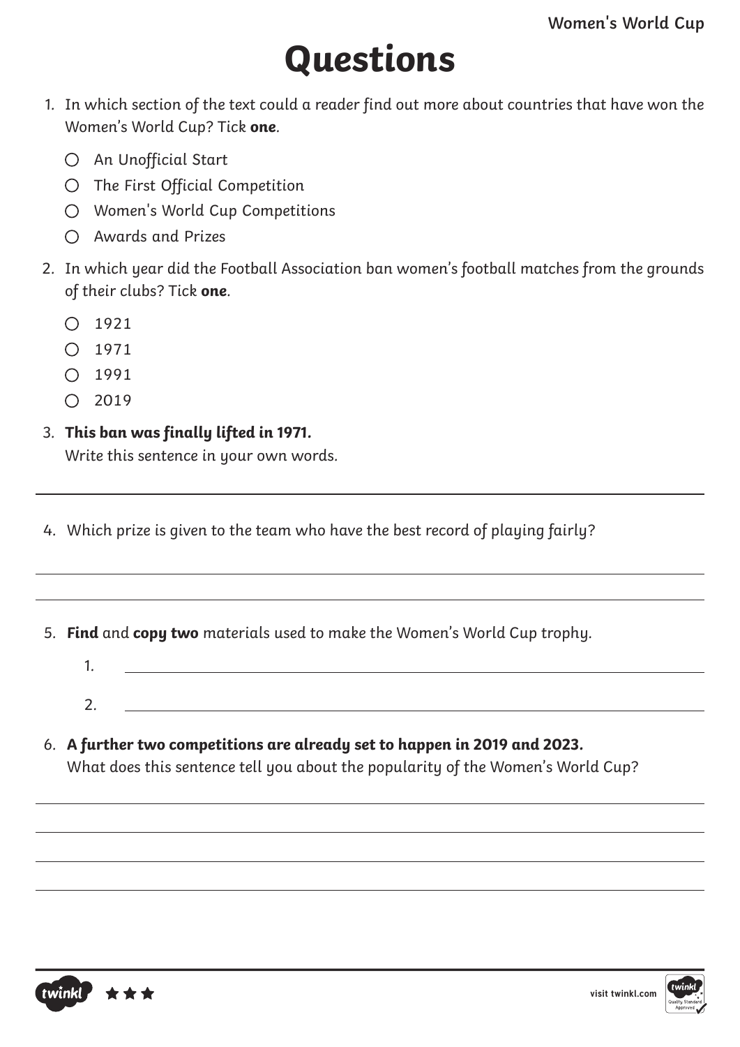# Questions

1. In which section of the text could a reader find out more about countries that have won the Women's World Cup? Tick **one**.

   - ○ An Unofficial Start
   - ○ The First Official Competition
   - ○ Women's World Cup Competitions
   - ○ Awards and Prizes

2. In which year did the Football Association ban women's football matches from the grounds of their clubs? Tick **one**.

   - ○ 1921
   - ○ 1971
   - ○ 1991
   - ○ 2019

3. ***This ban was finally lifted in 1971.***
   Write this sentence in your own words.

   ______________________________________________

4. Which prize is given to the team who have the best record of playing fairly?

   ______________________________________________

   ______________________________________________

5. **Find** and **copy two** materials used to make the Women's World Cup trophy.

   1. ______________________________________________
   2. ______________________________________________

6. ***A further two competitions are already set to happen in 2019 and 2023.***
   What does this sentence tell you about the popularity of the Women's World Cup?

   ______________________________________________

   ______________________________________________

   ______________________________________________

   ______________________________________________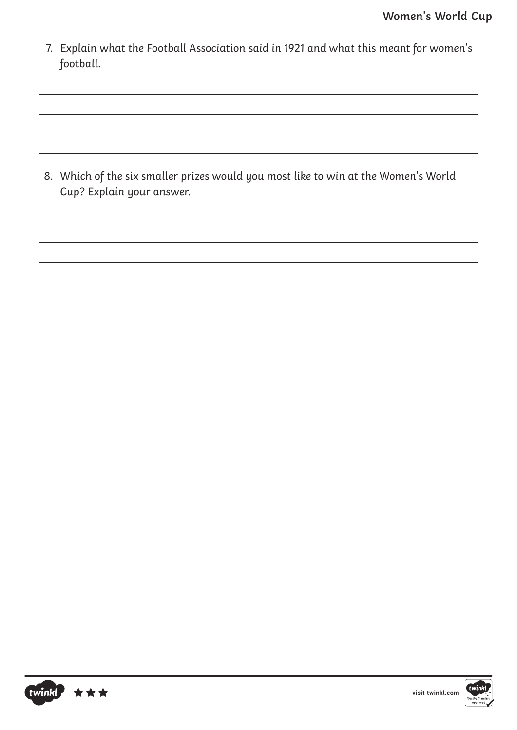7. Explain what the Football Association said in 1921 and what this meant for women's football.

8. Which of the six smaller prizes would you most like to win at the Women's World Cup? Explain your answer.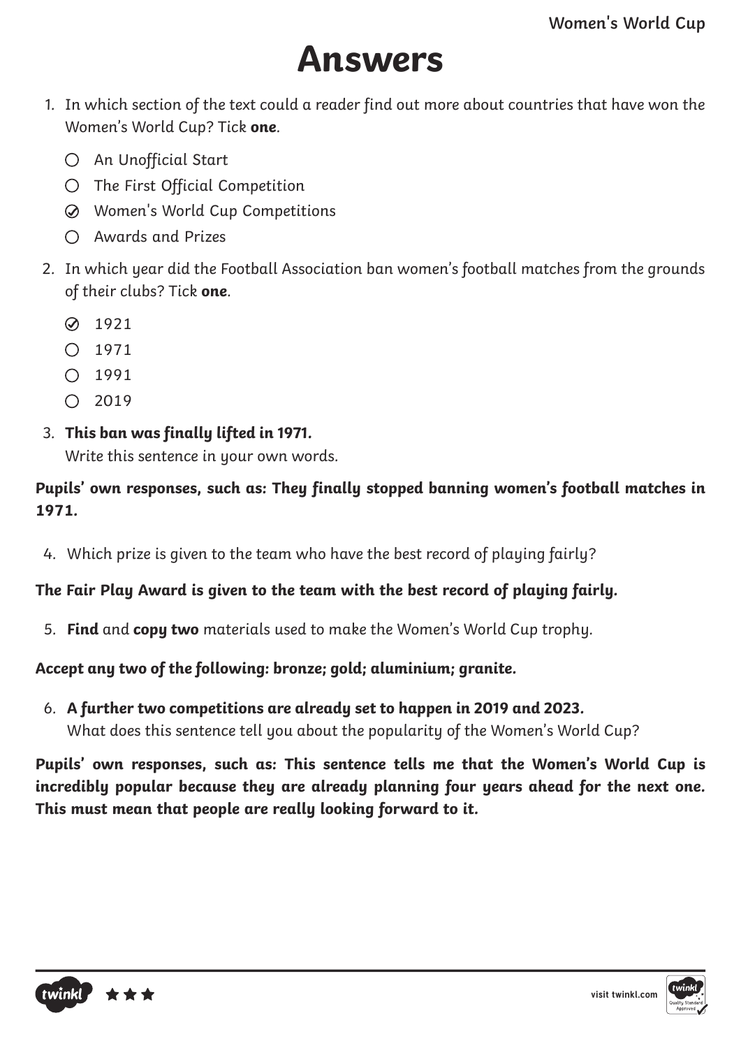# Answers

1. In which section of the text could a reader find out more about countries that have won the Women's World Cup? Tick **one**.

   - ○ An Unofficial Start
   - ○ The First Official Competition
   - ✓ Women's World Cup Competitions
   - ○ Awards and Prizes

2. In which year did the Football Association ban women's football matches from the grounds of their clubs? Tick **one**.

   - ✓ 1921
   - ○ 1971
   - ○ 1991
   - ○ 2019

3. ***This ban was finally lifted in 1971.***
   Write this sentence in your own words.

**Pupils' own responses, such as: They finally stopped banning women's football matches in 1971.**

4. Which prize is given to the team who have the best record of playing fairly?

**The Fair Play Award is given to the team with the best record of playing fairly.**

5. **Find** and **copy two** materials used to make the Women's World Cup trophy.

**Accept any two of the following: bronze; gold; aluminium; granite.**

6. ***A further two competitions are already set to happen in 2019 and 2023.***
   What does this sentence tell you about the popularity of the Women's World Cup?

**Pupils' own responses, such as: This sentence tells me that the Women's World Cup is incredibly popular because they are already planning four years ahead for the next one. This must mean that people are really looking forward to it.**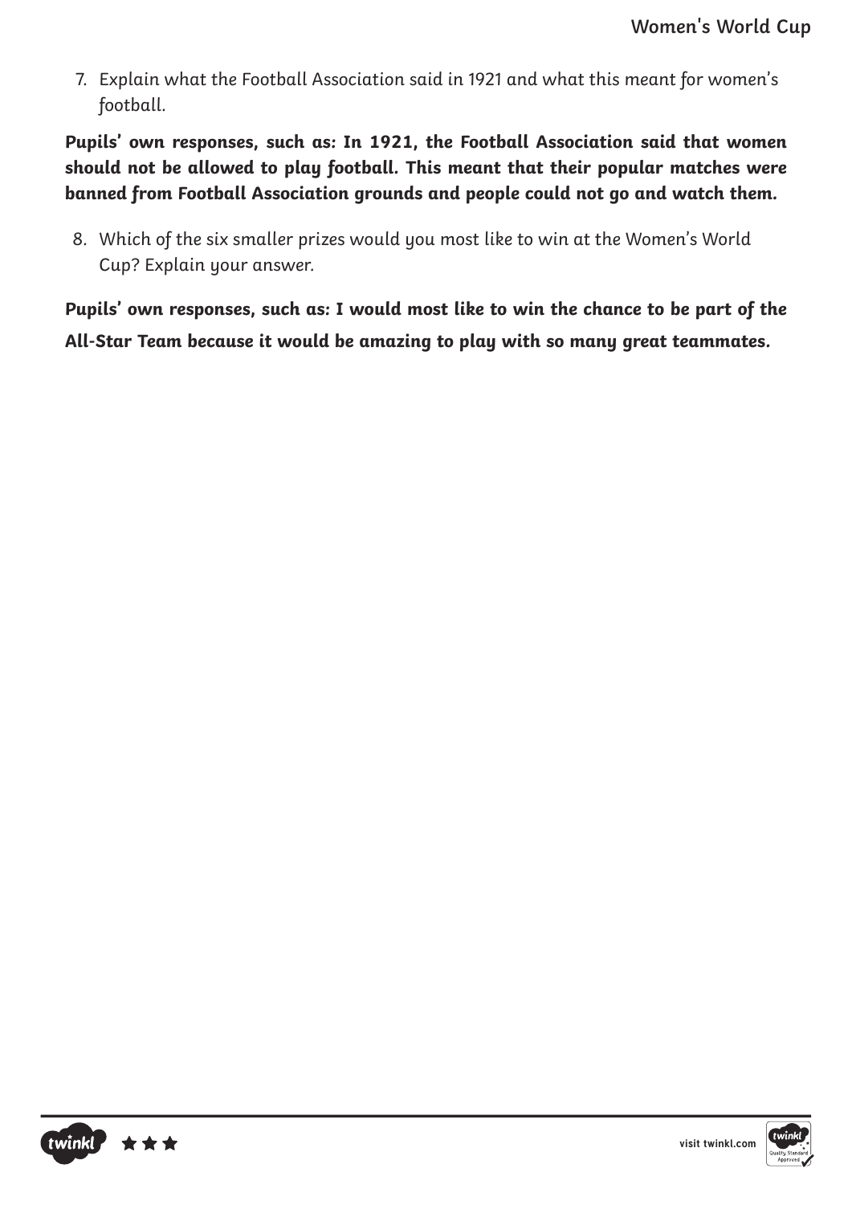7. Explain what the Football Association said in 1921 and what this meant for women's football.

***Pupils' own responses, such as: In 1921, the Football Association said that women should not be allowed to play football. This meant that their popular matches were banned from Football Association grounds and people could not go and watch them.***

8. Which of the six smaller prizes would you most like to win at the Women's World Cup? Explain your answer.

***Pupils' own responses, such as: I would most like to win the chance to be part of the All-Star Team because it would be amazing to play with so many great teammates.***